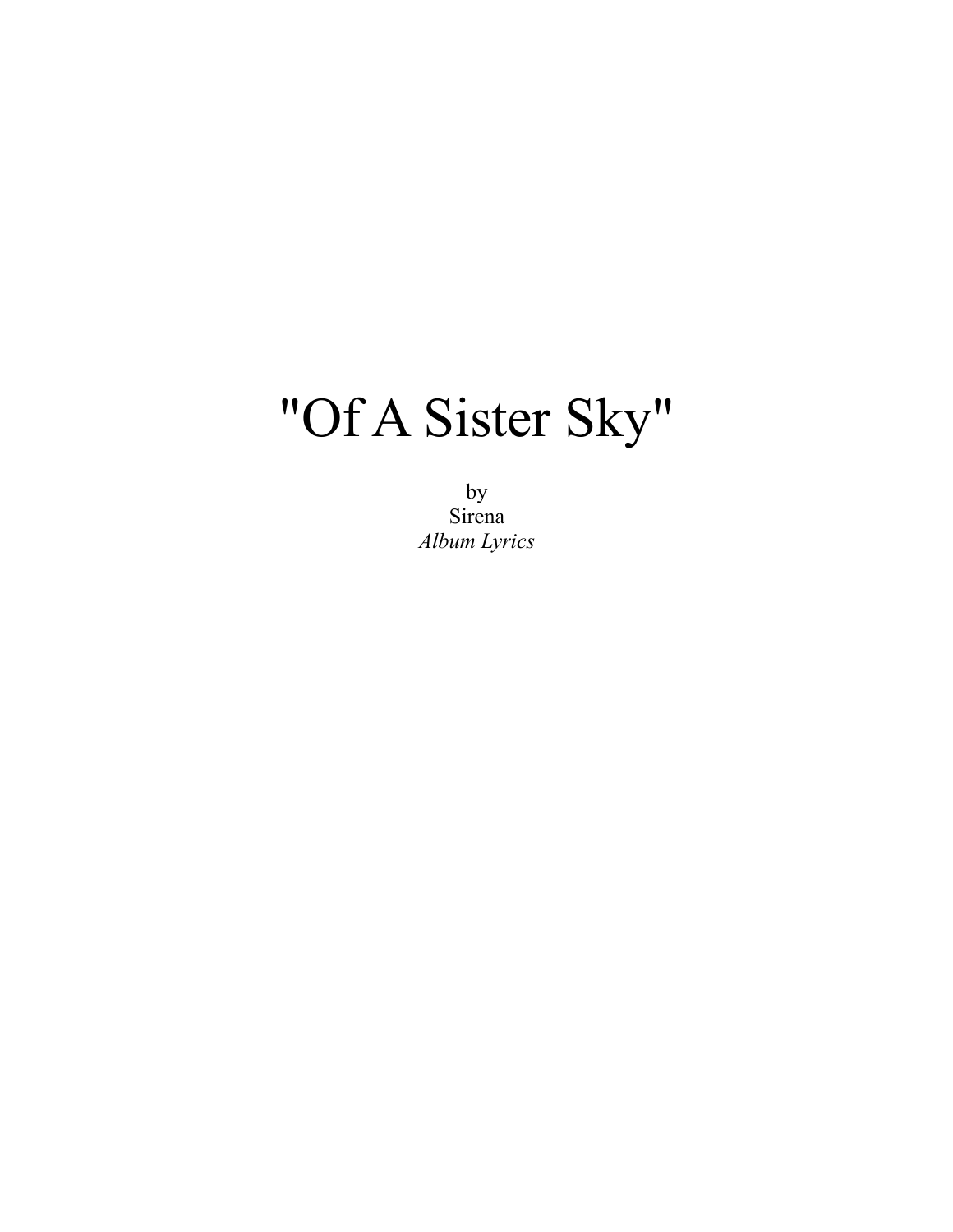# "Of A Sister Sky"

by
Sirena
*Album Lyrics*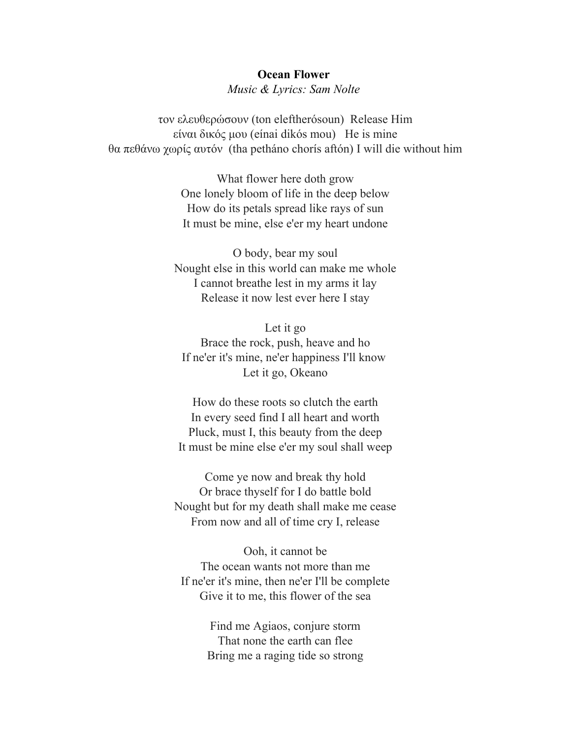**Ocean Flower**
*Music & Lyrics: Sam Nolte*

τον ελευθερώσουν (ton eleftherósoun)  Release Him
είναι δικός μου (eínai dikós mou)   He is mine
θα πεθάνω χωρίς αυτόν  (tha petháno chorís aftón) I will die without him

What flower here doth grow
One lonely bloom of life in the deep below
How do its petals spread like rays of sun
It must be mine, else e'er my heart undone

O body, bear my soul
Nought else in this world can make me whole
I cannot breathe lest in my arms it lay
Release it now lest ever here I stay

Let it go
Brace the rock, push, heave and ho
If ne'er it's mine, ne'er happiness I'll know
Let it go, Okeano

How do these roots so clutch the earth
In every seed find I all heart and worth
Pluck, must I, this beauty from the deep
It must be mine else e'er my soul shall weep

Come ye now and break thy hold
Or brace thyself for I do battle bold
Nought but for my death shall make me cease
From now and all of time cry I, release

Ooh, it cannot be
The ocean wants not more than me
If ne'er it's mine, then ne'er I'll be complete
Give it to me, this flower of the sea

Find me Agiaos, conjure storm
That none the earth can flee
Bring me a raging tide so strong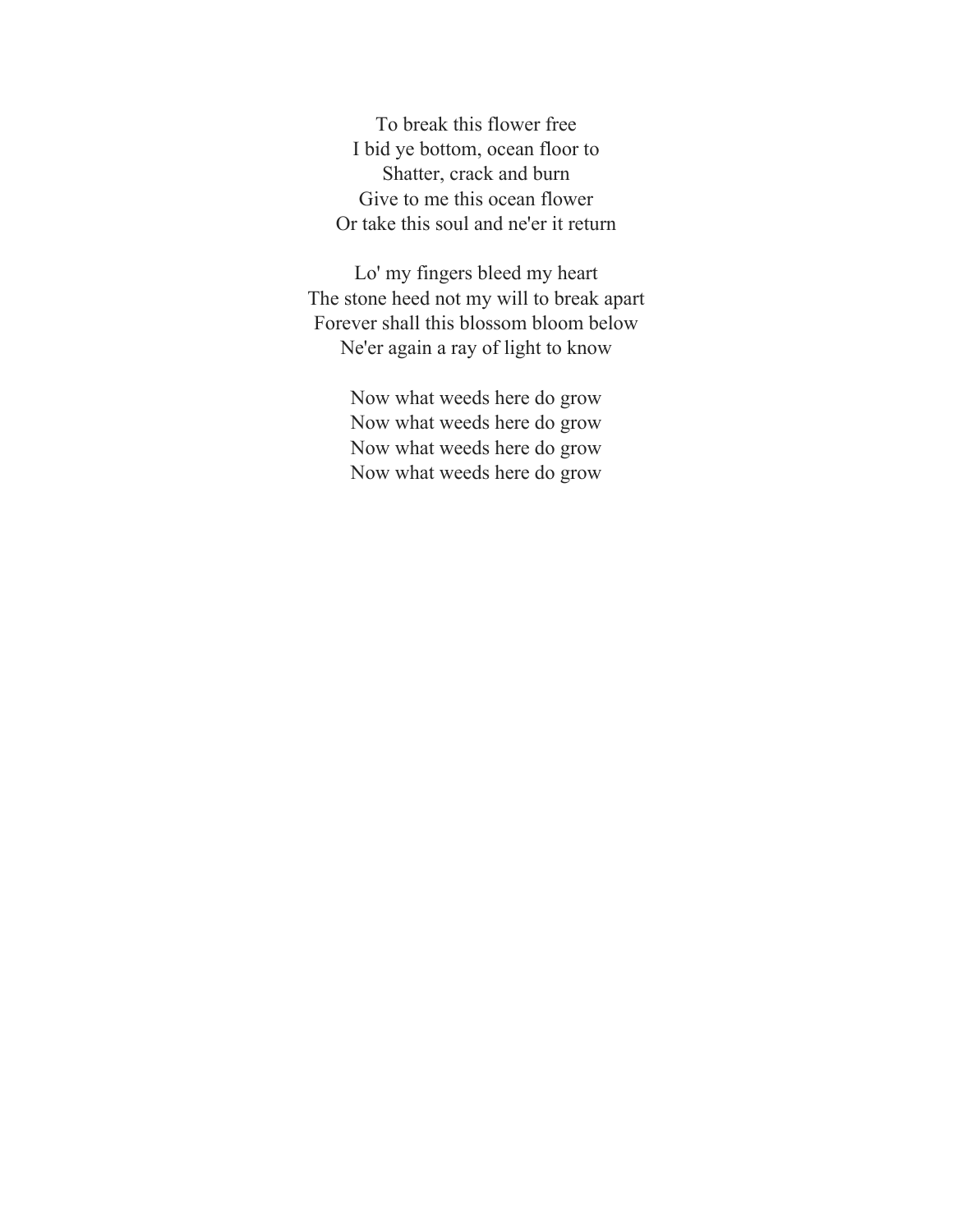To break this flower free  
I bid ye bottom, ocean floor to  
Shatter, crack and burn  
Give to me this ocean flower  
Or take this soul and ne'er it return

Lo' my fingers bleed my heart  
The stone heed not my will to break apart  
Forever shall this blossom bloom below  
Ne'er again a ray of light to know

Now what weeds here do grow  
Now what weeds here do grow  
Now what weeds here do grow  
Now what weeds here do grow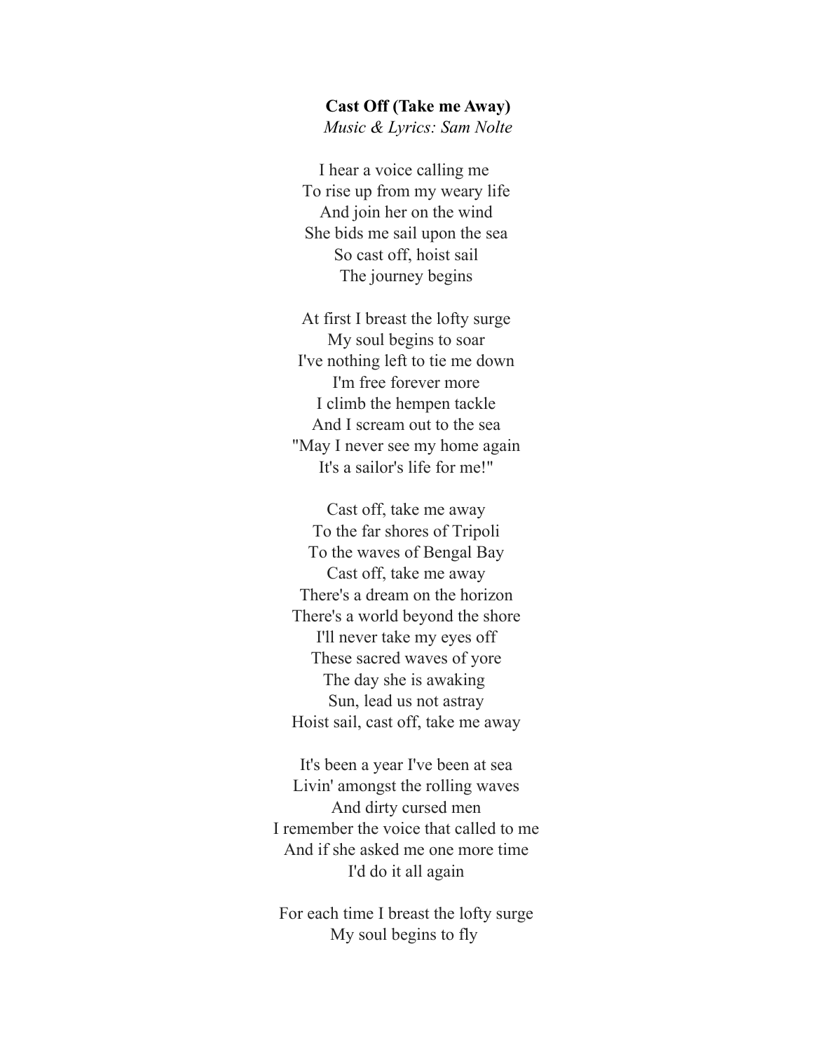**Cast Off (Take me Away)**
*Music & Lyrics: Sam Nolte*

I hear a voice calling me
To rise up from my weary life
And join her on the wind
She bids me sail upon the sea
So cast off, hoist sail
The journey begins

At first I breast the lofty surge
My soul begins to soar
I've nothing left to tie me down
I'm free forever more
I climb the hempen tackle
And I scream out to the sea
"May I never see my home again
It's a sailor's life for me!"

Cast off, take me away
To the far shores of Tripoli
To the waves of Bengal Bay
Cast off, take me away
There's a dream on the horizon
There's a world beyond the shore
I'll never take my eyes off
These sacred waves of yore
The day she is awaking
Sun, lead us not astray
Hoist sail, cast off, take me away

It's been a year I've been at sea
Livin' amongst the rolling waves
And dirty cursed men
I remember the voice that called to me
And if she asked me one more time
I'd do it all again

For each time I breast the lofty surge
My soul begins to fly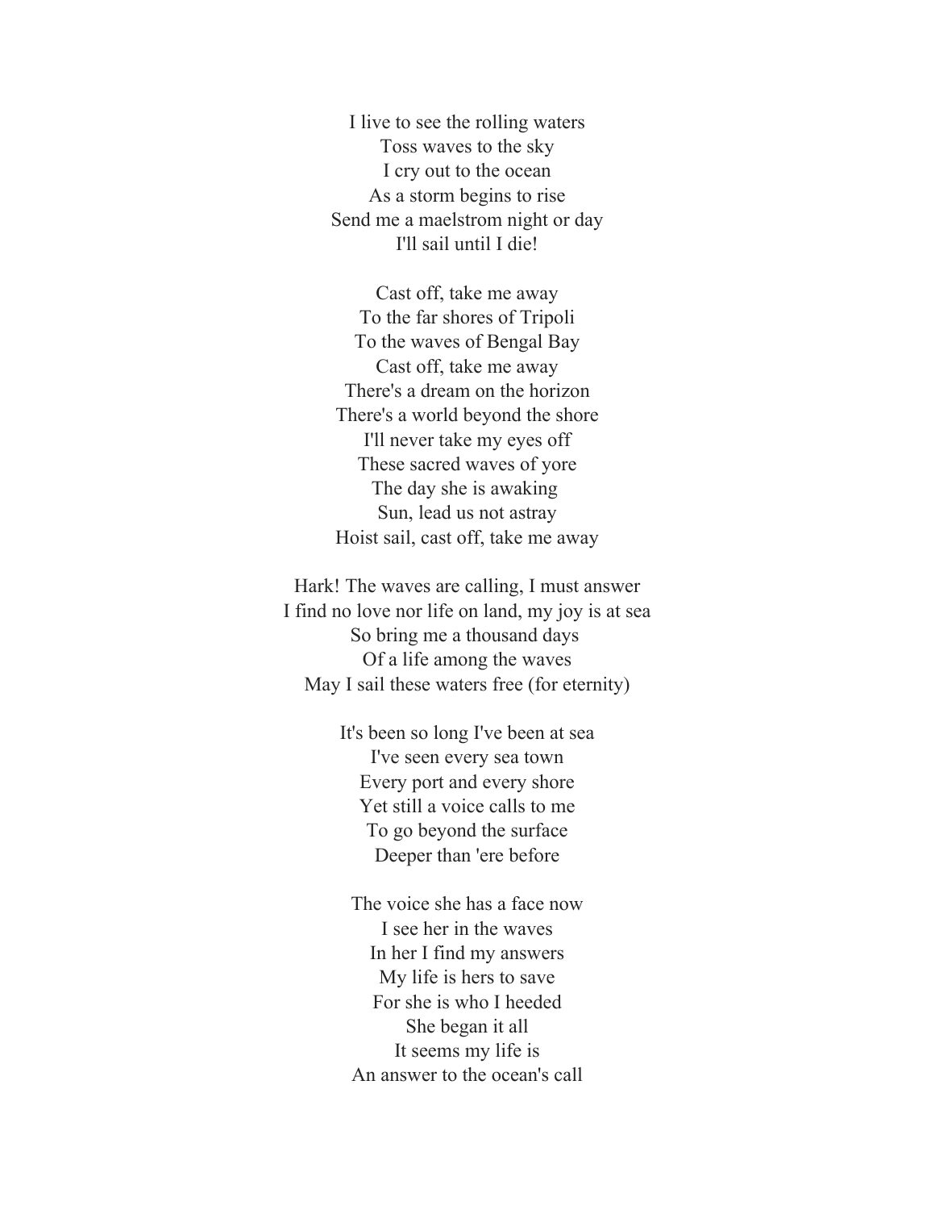I live to see the rolling waters  
Toss waves to the sky  
I cry out to the ocean  
As a storm begins to rise  
Send me a maelstrom night or day  
I'll sail until I die!

Cast off, take me away  
To the far shores of Tripoli  
To the waves of Bengal Bay  
Cast off, take me away  
There's a dream on the horizon  
There's a world beyond the shore  
I'll never take my eyes off  
These sacred waves of yore  
The day she is awaking  
Sun, lead us not astray  
Hoist sail, cast off, take me away

Hark! The waves are calling, I must answer  
I find no love nor life on land, my joy is at sea  
So bring me a thousand days  
Of a life among the waves  
May I sail these waters free (for eternity)

It's been so long I've been at sea  
I've seen every sea town  
Every port and every shore  
Yet still a voice calls to me  
To go beyond the surface  
Deeper than 'ere before

The voice she has a face now  
I see her in the waves  
In her I find my answers  
My life is hers to save  
For she is who I heeded  
She began it all  
It seems my life is  
An answer to the ocean's call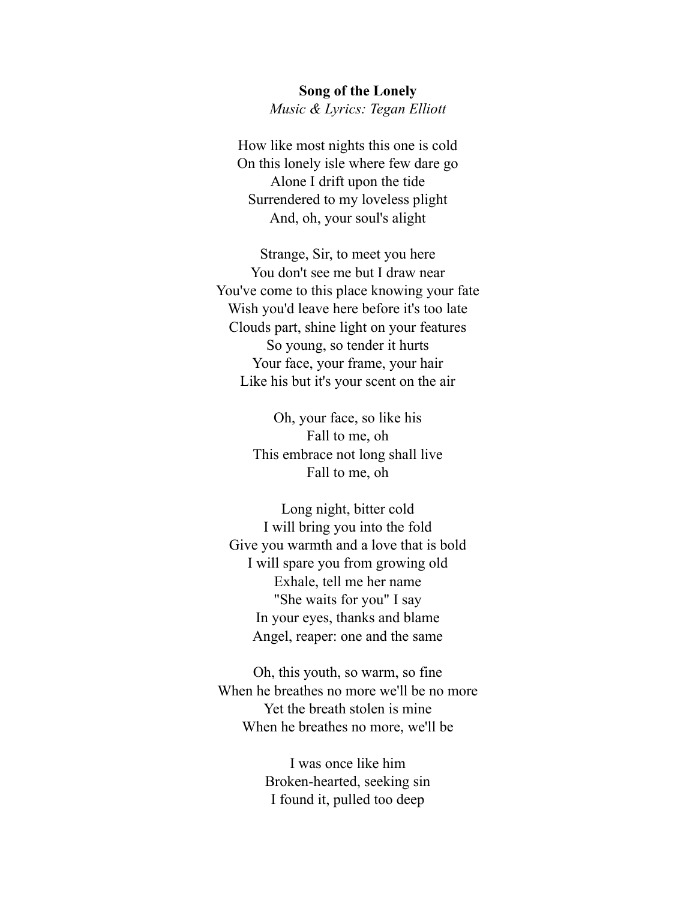**Song of the Lonely**
*Music & Lyrics: Tegan Elliott*

How like most nights this one is cold
On this lonely isle where few dare go
Alone I drift upon the tide
Surrendered to my loveless plight
And, oh, your soul's alight

Strange, Sir, to meet you here
You don't see me but I draw near
You've come to this place knowing your fate
Wish you'd leave here before it's too late
Clouds part, shine light on your features
So young, so tender it hurts
Your face, your frame, your hair
Like his but it's your scent on the air

Oh, your face, so like his
Fall to me, oh
This embrace not long shall live
Fall to me, oh

Long night, bitter cold
I will bring you into the fold
Give you warmth and a love that is bold
I will spare you from growing old
Exhale, tell me her name
"She waits for you" I say
In your eyes, thanks and blame
Angel, reaper: one and the same

Oh, this youth, so warm, so fine
When he breathes no more we'll be no more
Yet the breath stolen is mine
When he breathes no more, we'll be

I was once like him
Broken-hearted, seeking sin
I found it, pulled too deep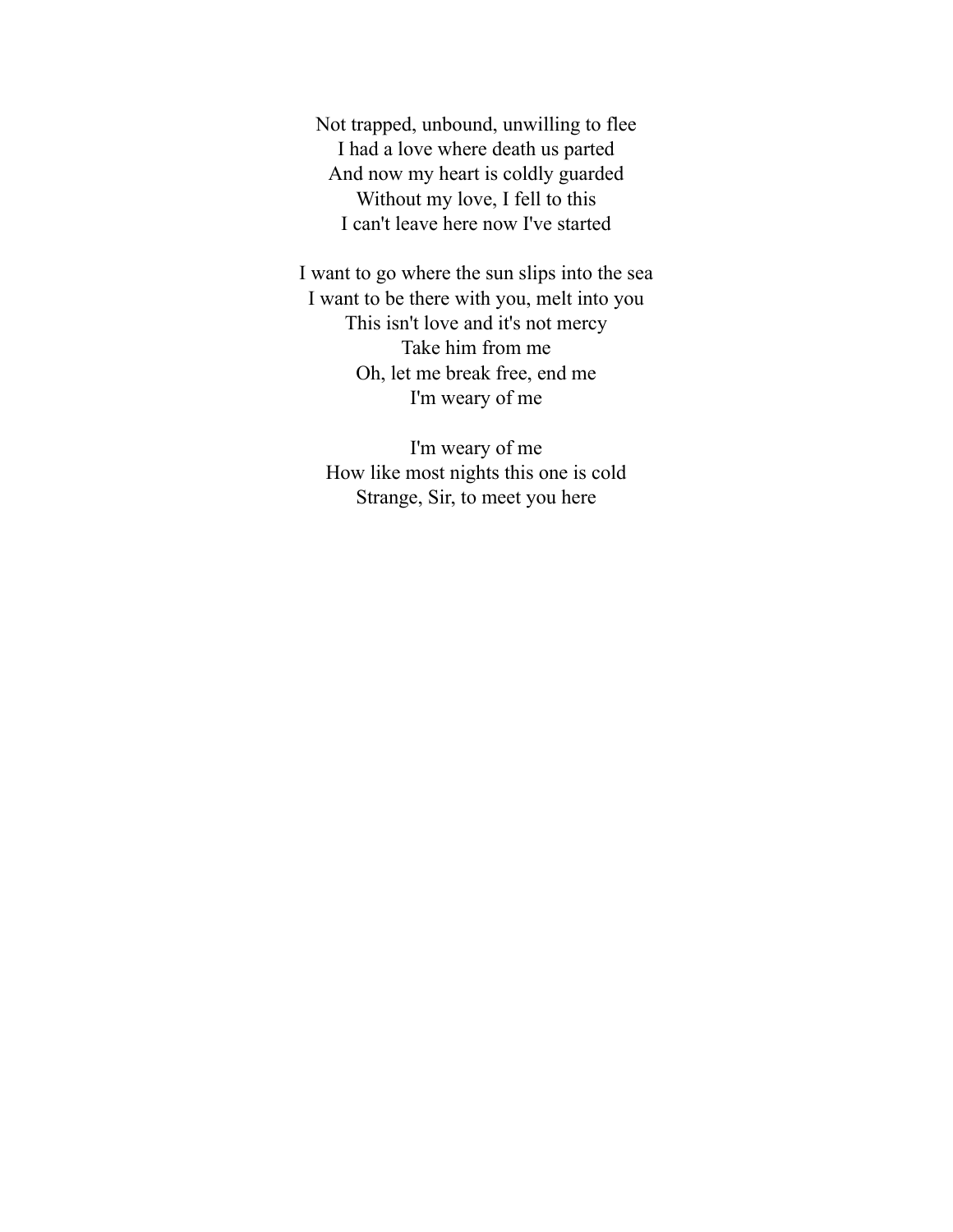Not trapped, unbound, unwilling to flee  
I had a love where death us parted  
And now my heart is coldly guarded  
Without my love, I fell to this  
I can't leave here now I've started

I want to go where the sun slips into the sea  
I want to be there with you, melt into you  
This isn't love and it's not mercy  
Take him from me  
Oh, let me break free, end me  
I'm weary of me

I'm weary of me  
How like most nights this one is cold  
Strange, Sir, to meet you here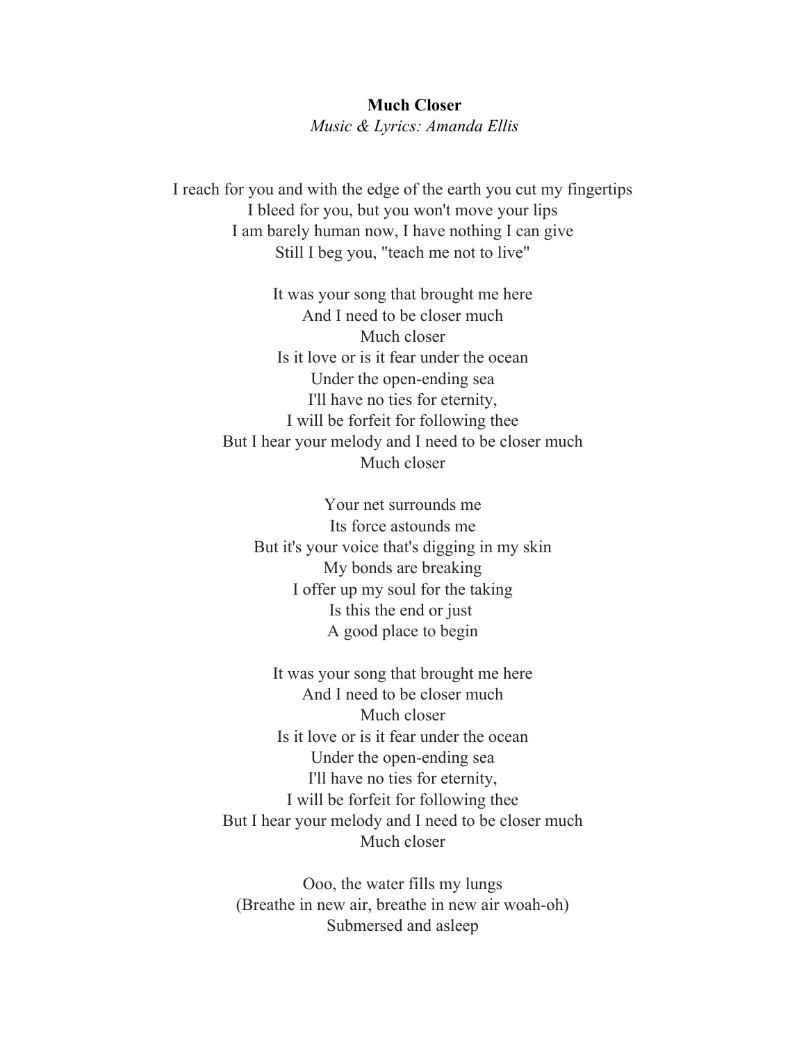**Much Closer**

*Music & Lyrics: Amanda Ellis*

I reach for you and with the edge of the earth you cut my fingertips  
I bleed for you, but you won't move your lips  
I am barely human now, I have nothing I can give  
Still I beg you, "teach me not to live"

It was your song that brought me here  
And I need to be closer much  
Much closer  
Is it love or is it fear under the ocean  
Under the open-ending sea  
I'll have no ties for eternity,  
I will be forfeit for following thee  
But I hear your melody and I need to be closer much  
Much closer

Your net surrounds me  
Its force astounds me  
But it's your voice that's digging in my skin  
My bonds are breaking  
I offer up my soul for the taking  
Is this the end or just  
A good place to begin

It was your song that brought me here  
And I need to be closer much  
Much closer  
Is it love or is it fear under the ocean  
Under the open-ending sea  
I'll have no ties for eternity,  
I will be forfeit for following thee  
But I hear your melody and I need to be closer much  
Much closer

Ooo, the water fills my lungs  
(Breathe in new air, breathe in new air woah-oh)  
Submersed and asleep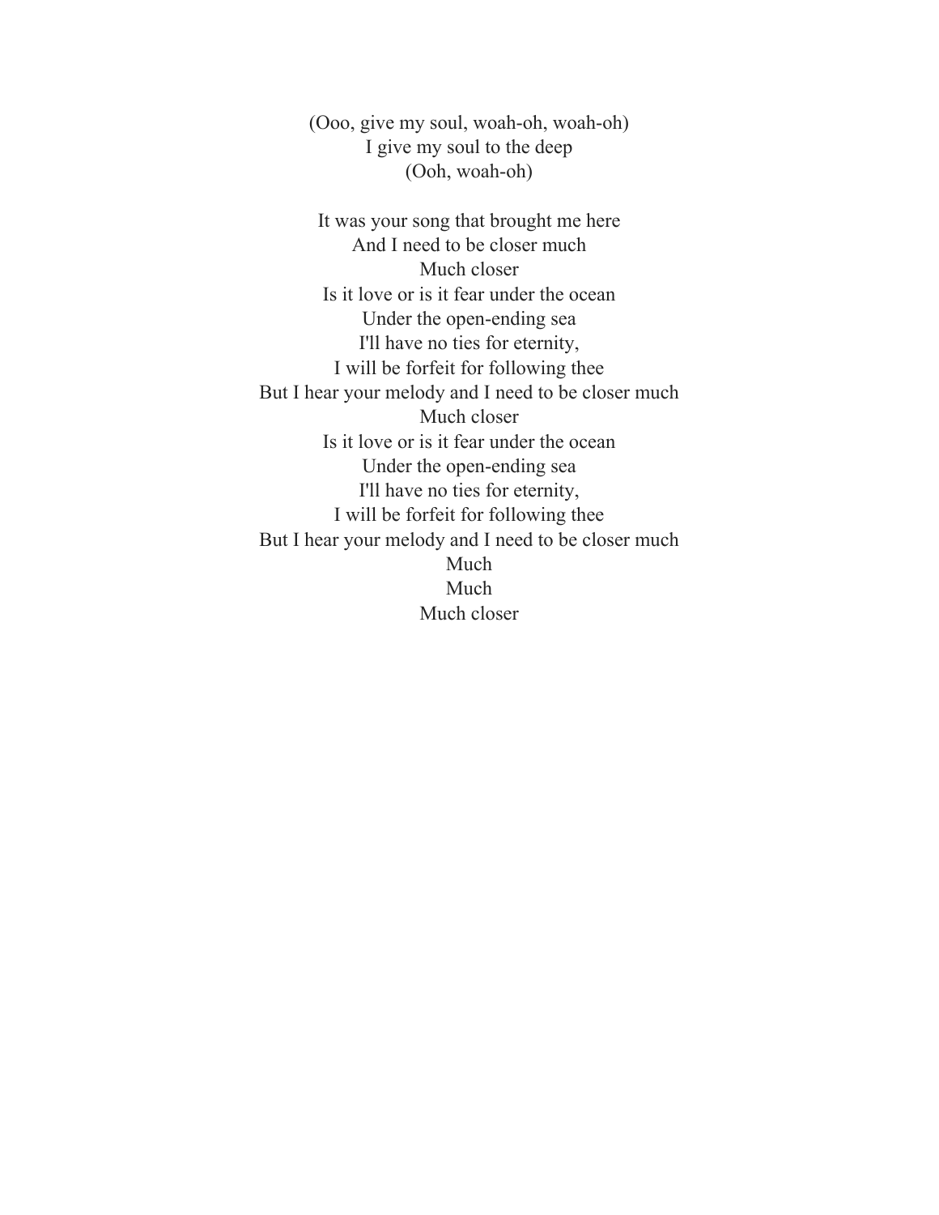(Ooo, give my soul, woah-oh, woah-oh)  
I give my soul to the deep  
(Ooh, woah-oh)

It was your song that brought me here  
And I need to be closer much  
Much closer  
Is it love or is it fear under the ocean  
Under the open-ending sea  
I'll have no ties for eternity,  
I will be forfeit for following thee  
But I hear your melody and I need to be closer much  
Much closer  
Is it love or is it fear under the ocean  
Under the open-ending sea  
I'll have no ties for eternity,  
I will be forfeit for following thee  
But I hear your melody and I need to be closer much  
Much  
Much  
Much closer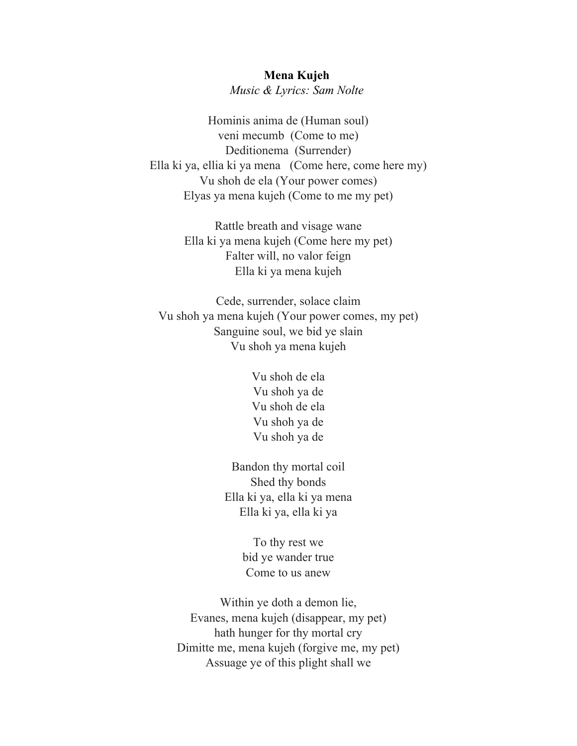**Mena Kujeh**

*Music & Lyrics: Sam Nolte*

Hominis anima de (Human soul)  
veni mecumb (Come to me)  
Deditionema (Surrender)  
Ella ki ya, ellia ki ya mena (Come here, come here my)  
Vu shoh de ela (Your power comes)  
Elyas ya mena kujeh (Come to me my pet)

Rattle breath and visage wane  
Ella ki ya mena kujeh (Come here my pet)  
Falter will, no valor feign  
Ella ki ya mena kujeh

Cede, surrender, solace claim  
Vu shoh ya mena kujeh (Your power comes, my pet)  
Sanguine soul, we bid ye slain  
Vu shoh ya mena kujeh

Vu shoh de ela  
Vu shoh ya de  
Vu shoh de ela  
Vu shoh ya de  
Vu shoh ya de

Bandon thy mortal coil  
Shed thy bonds  
Ella ki ya, ella ki ya mena  
Ella ki ya, ella ki ya

To thy rest we  
bid ye wander true  
Come to us anew

Within ye doth a demon lie,  
Evanes, mena kujeh (disappear, my pet)  
hath hunger for thy mortal cry  
Dimitte me, mena kujeh (forgive me, my pet)  
Assuage ye of this plight shall we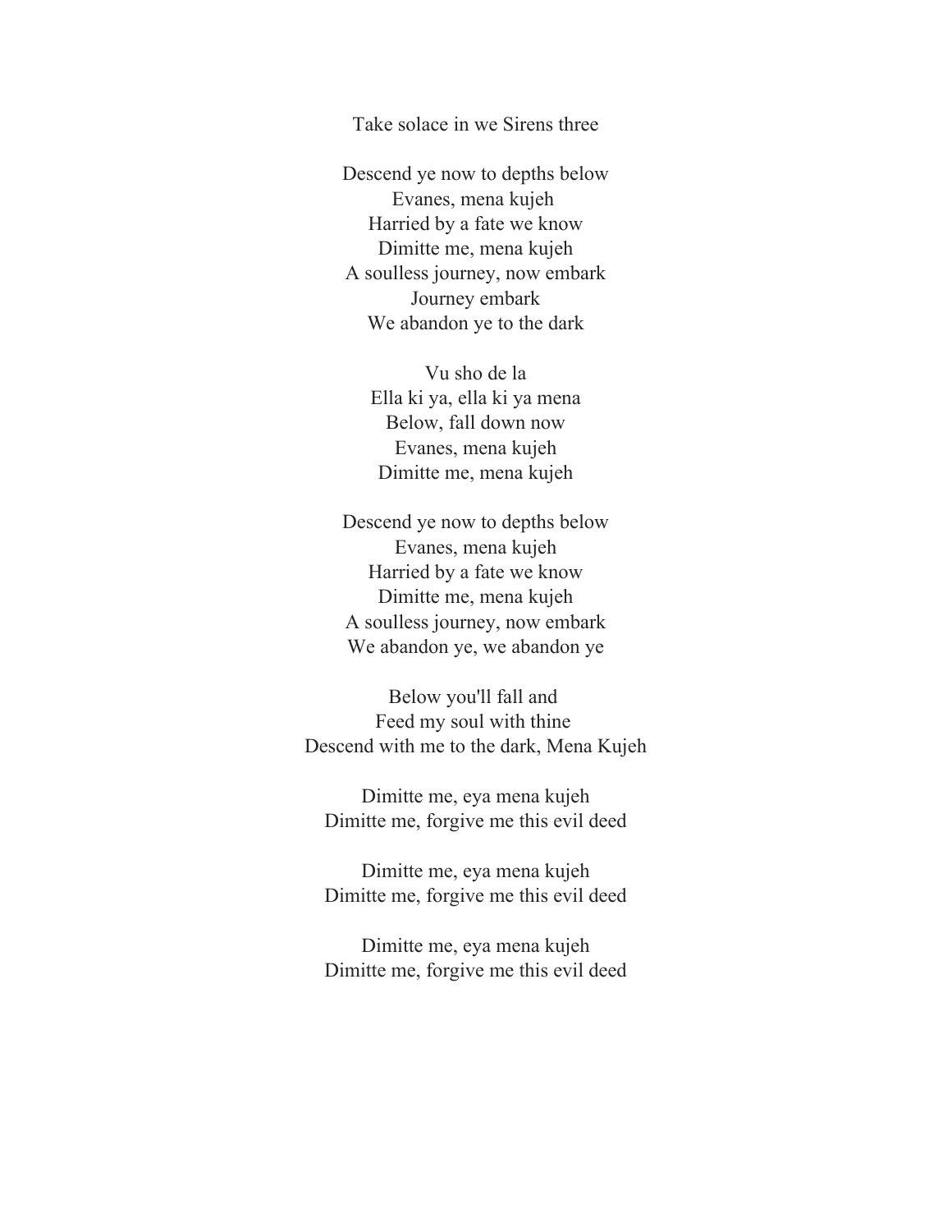Take solace in we Sirens three

Descend ye now to depths below
Evanes, mena kujeh
Harried by a fate we know
Dimitte me, mena kujeh
A soulless journey, now embark
Journey embark
We abandon ye to the dark

Vu sho de la
Ella ki ya, ella ki ya mena
Below, fall down now
Evanes, mena kujeh
Dimitte me, mena kujeh

Descend ye now to depths below
Evanes, mena kujeh
Harried by a fate we know
Dimitte me, mena kujeh
A soulless journey, now embark
We abandon ye, we abandon ye

Below you'll fall and
Feed my soul with thine
Descend with me to the dark, Mena Kujeh

Dimitte me, eya mena kujeh
Dimitte me, forgive me this evil deed

Dimitte me, eya mena kujeh
Dimitte me, forgive me this evil deed

Dimitte me, eya mena kujeh
Dimitte me, forgive me this evil deed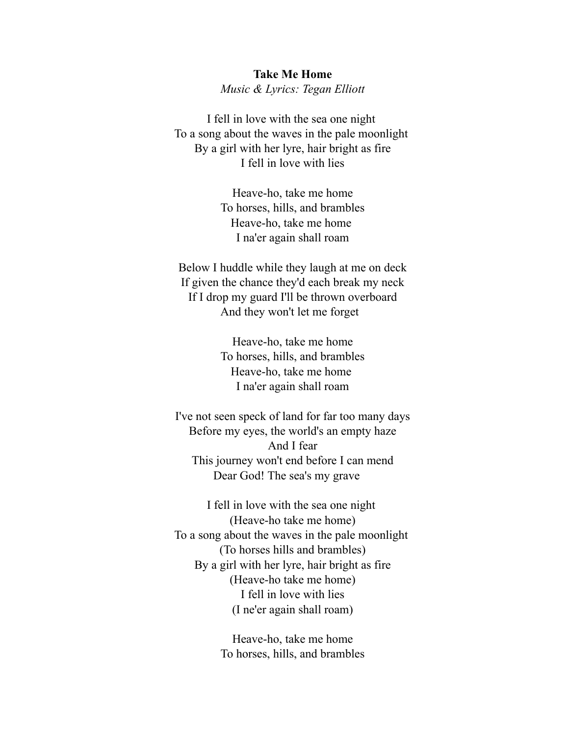**Take Me Home**

*Music & Lyrics: Tegan Elliott*

I fell in love with the sea one night
To a song about the waves in the pale moonlight
By a girl with her lyre, hair bright as fire
I fell in love with lies

Heave-ho, take me home
To horses, hills, and brambles
Heave-ho, take me home
I na'er again shall roam

Below I huddle while they laugh at me on deck
If given the chance they'd each break my neck
If I drop my guard I'll be thrown overboard
And they won't let me forget

Heave-ho, take me home
To horses, hills, and brambles
Heave-ho, take me home
I na'er again shall roam

I've not seen speck of land for far too many days
Before my eyes, the world's an empty haze
And I fear
This journey won't end before I can mend
Dear God! The sea's my grave

I fell in love with the sea one night
(Heave-ho take me home)
To a song about the waves in the pale moonlight
(To horses hills and brambles)
By a girl with her lyre, hair bright as fire
(Heave-ho take me home)
I fell in love with lies
(I ne'er again shall roam)

Heave-ho, take me home
To horses, hills, and brambles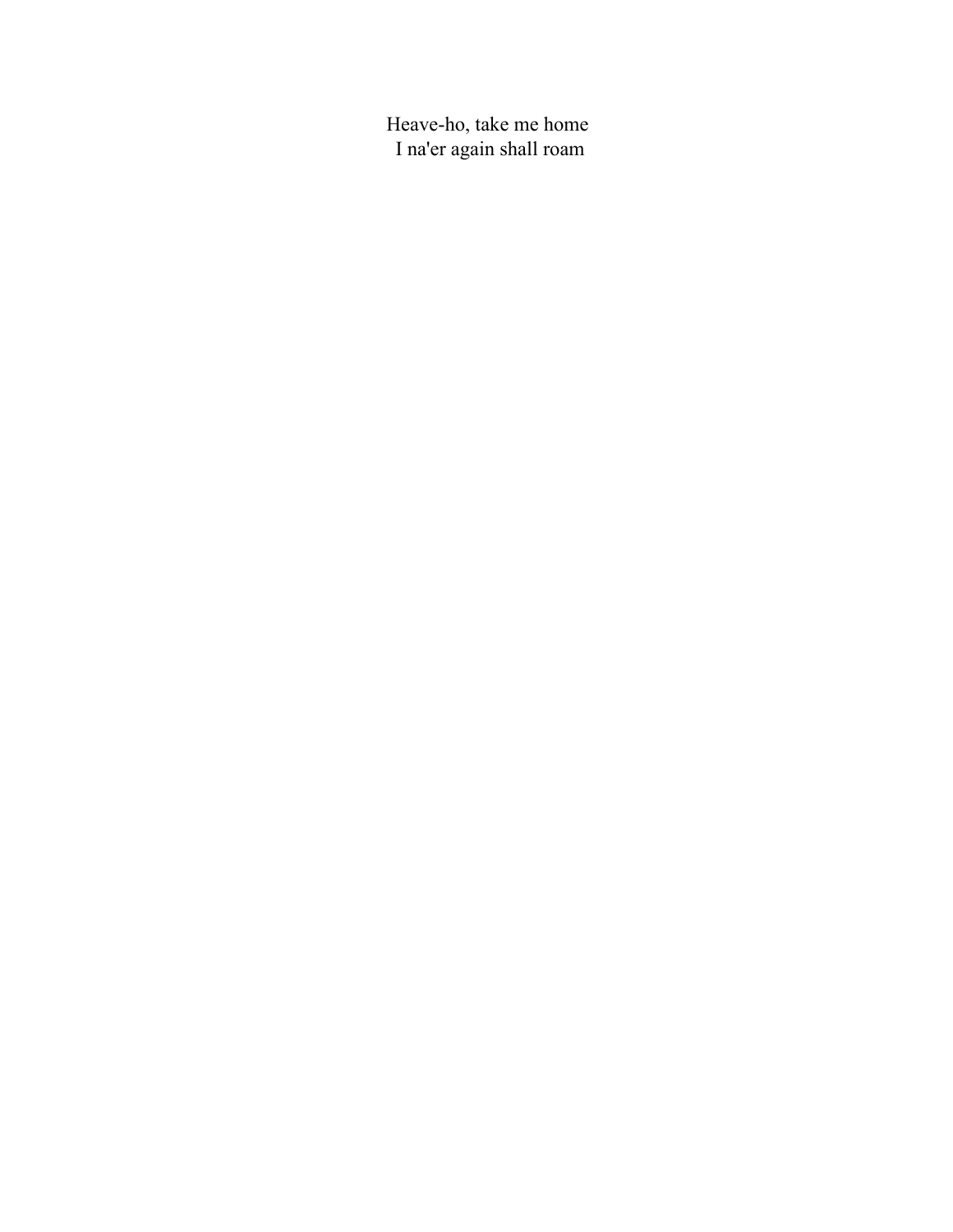Heave-ho, take me home
I na'er again shall roam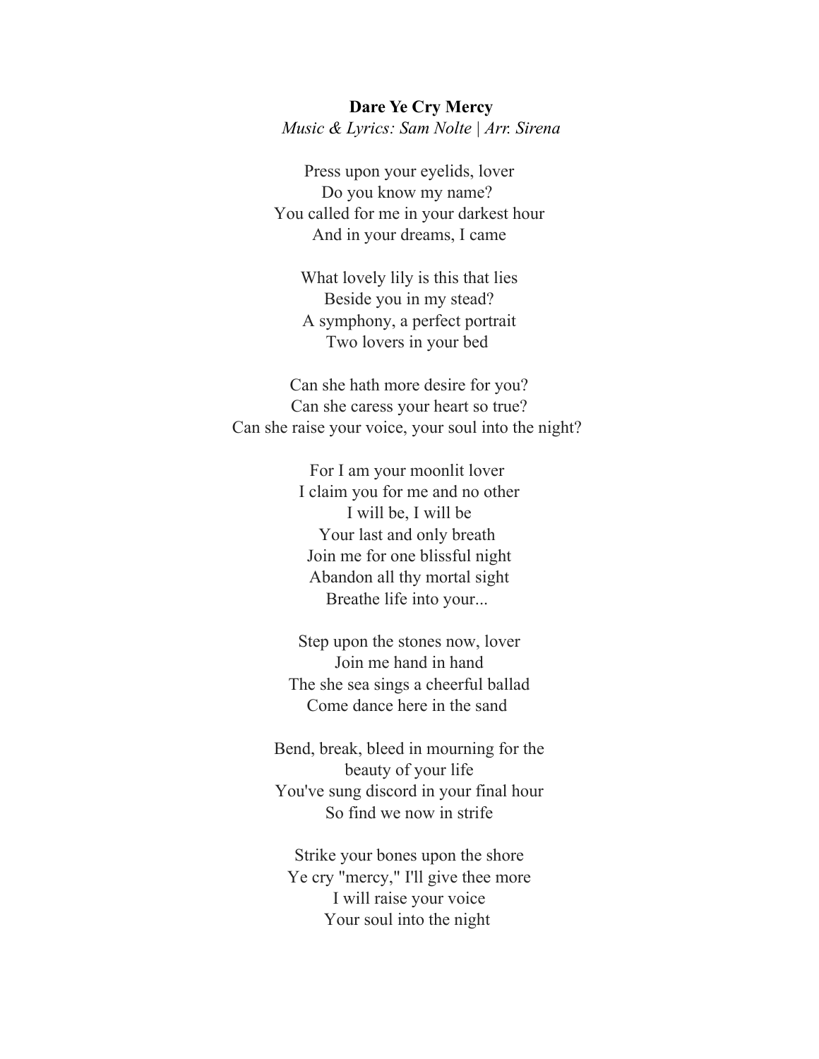**Dare Ye Cry Mercy**

*Music & Lyrics: Sam Nolte | Arr. Sirena*

Press upon your eyelids, lover  
Do you know my name?  
You called for me in your darkest hour  
And in your dreams, I came

What lovely lily is this that lies  
Beside you in my stead?  
A symphony, a perfect portrait  
Two lovers in your bed

Can she hath more desire for you?  
Can she caress your heart so true?  
Can she raise your voice, your soul into the night?

For I am your moonlit lover  
I claim you for me and no other  
I will be, I will be  
Your last and only breath  
Join me for one blissful night  
Abandon all thy mortal sight  
Breathe life into your...

Step upon the stones now, lover  
Join me hand in hand  
The she sea sings a cheerful ballad  
Come dance here in the sand

Bend, break, bleed in mourning for the  
beauty of your life  
You've sung discord in your final hour  
So find we now in strife

Strike your bones upon the shore  
Ye cry "mercy," I'll give thee more  
I will raise your voice  
Your soul into the night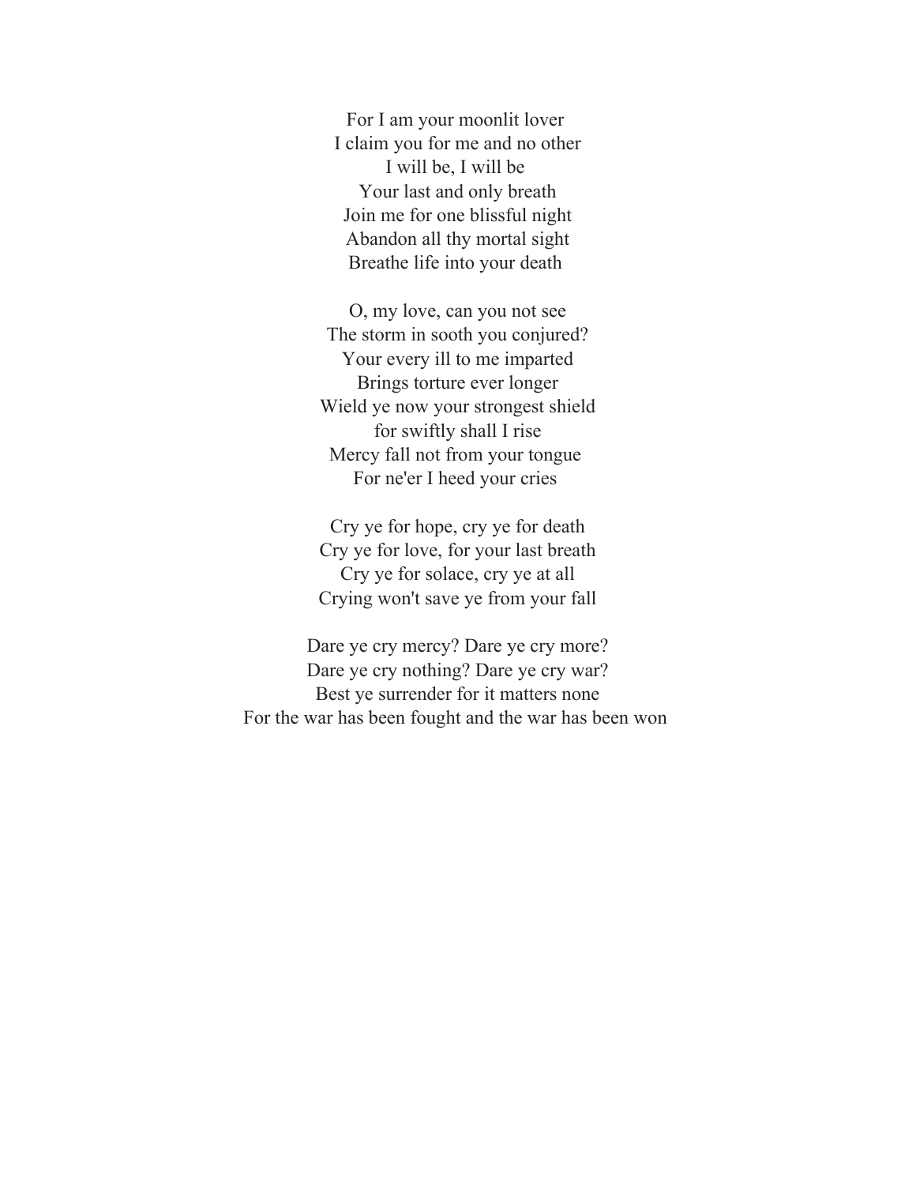For I am your moonlit lover  
I claim you for me and no other  
I will be, I will be  
Your last and only breath  
Join me for one blissful night  
Abandon all thy mortal sight  
Breathe life into your death

O, my love, can you not see  
The storm in sooth you conjured?  
Your every ill to me imparted  
Brings torture ever longer  
Wield ye now your strongest shield  
for swiftly shall I rise  
Mercy fall not from your tongue  
For ne'er I heed your cries

Cry ye for hope, cry ye for death  
Cry ye for love, for your last breath  
Cry ye for solace, cry ye at all  
Crying won't save ye from your fall

Dare ye cry mercy? Dare ye cry more?  
Dare ye cry nothing? Dare ye cry war?  
Best ye surrender for it matters none  
For the war has been fought and the war has been won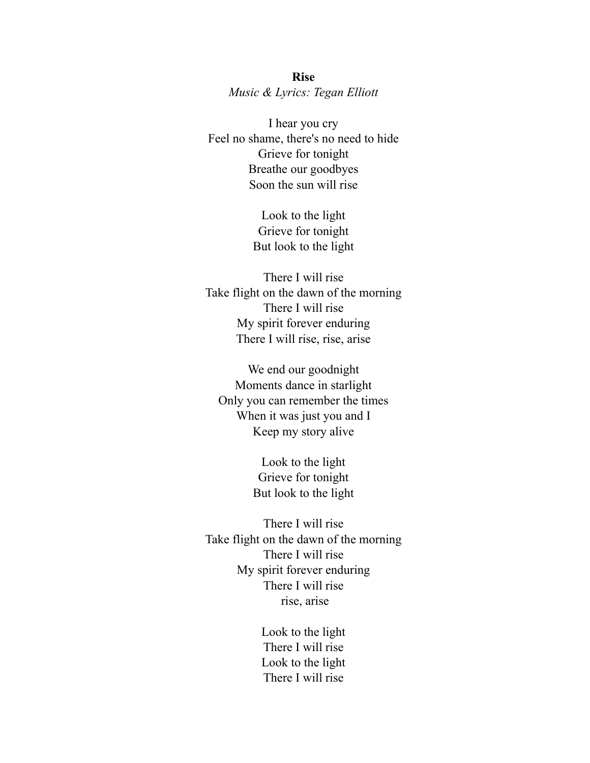**Rise**

*Music & Lyrics: Tegan Elliott*

I hear you cry
Feel no shame, there's no need to hide
Grieve for tonight
Breathe our goodbyes
Soon the sun will rise

Look to the light
Grieve for tonight
But look to the light

There I will rise
Take flight on the dawn of the morning
There I will rise
My spirit forever enduring
There I will rise, rise, arise

We end our goodnight
Moments dance in starlight
Only you can remember the times
When it was just you and I
Keep my story alive

Look to the light
Grieve for tonight
But look to the light

There I will rise
Take flight on the dawn of the morning
There I will rise
My spirit forever enduring
There I will rise
rise, arise

Look to the light
There I will rise
Look to the light
There I will rise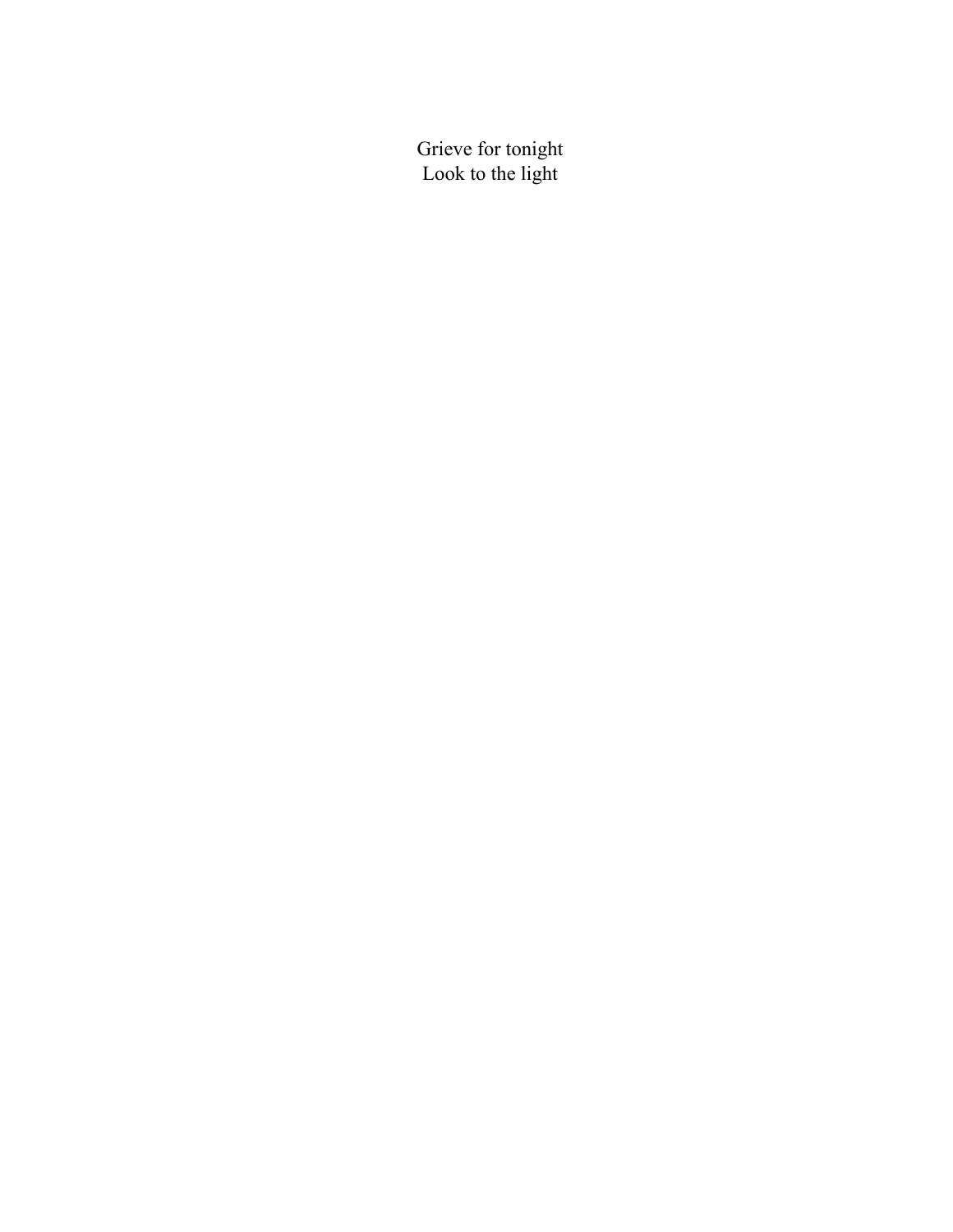Grieve for tonight
Look to the light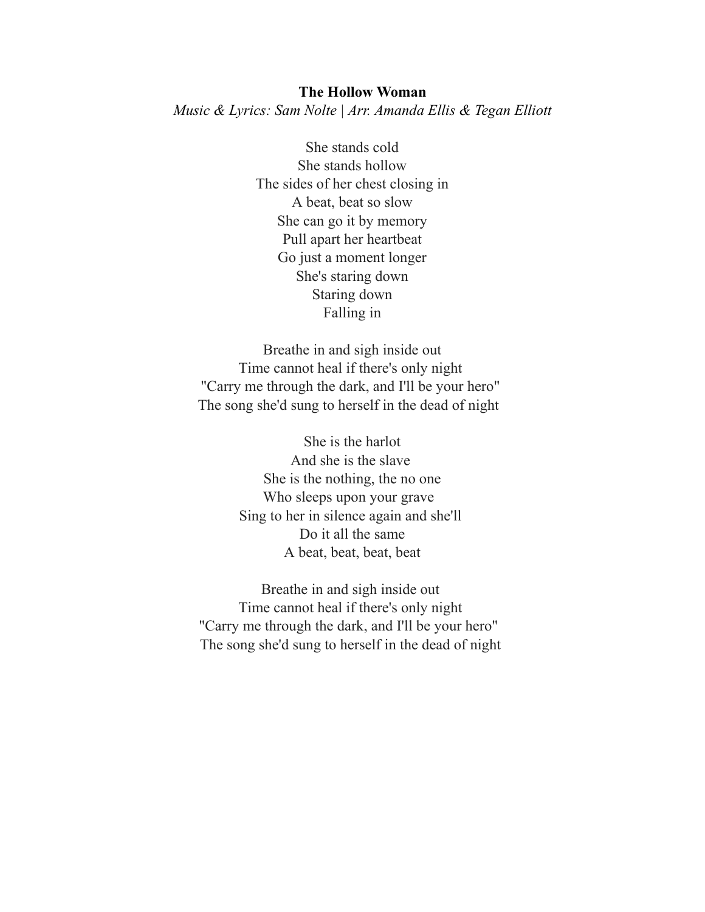**The Hollow Woman**

*Music & Lyrics: Sam Nolte | Arr. Amanda Ellis & Tegan Elliott*

She stands cold  
She stands hollow  
The sides of her chest closing in  
A beat, beat so slow  
She can go it by memory  
Pull apart her heartbeat  
Go just a moment longer  
She's staring down  
Staring down  
Falling in

Breathe in and sigh inside out  
Time cannot heal if there's only night  
"Carry me through the dark, and I'll be your hero"  
The song she'd sung to herself in the dead of night

She is the harlot  
And she is the slave  
She is the nothing, the no one  
Who sleeps upon your grave  
Sing to her in silence again and she'll  
Do it all the same  
A beat, beat, beat, beat

Breathe in and sigh inside out  
Time cannot heal if there's only night  
"Carry me through the dark, and I'll be your hero"  
The song she'd sung to herself in the dead of night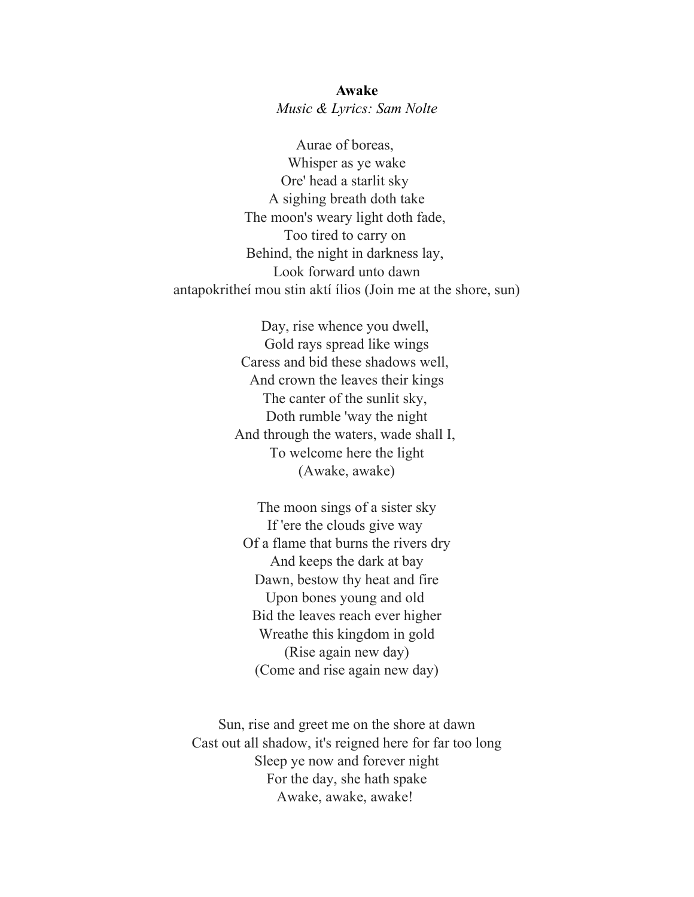**Awake**

*Music & Lyrics: Sam Nolte*

Aurae of boreas,  
Whisper as ye wake  
Ore' head a starlit sky  
A sighing breath doth take  
The moon's weary light doth fade,  
Too tired to carry on  
Behind, the night in darkness lay,  
Look forward unto dawn  
antapokritheí mou stin aktí ílios (Join me at the shore, sun)

Day, rise whence you dwell,  
Gold rays spread like wings  
Caress and bid these shadows well,  
And crown the leaves their kings  
The canter of the sunlit sky,  
Doth rumble 'way the night  
And through the waters, wade shall I,  
To welcome here the light  
(Awake, awake)

The moon sings of a sister sky  
If 'ere the clouds give way  
Of a flame that burns the rivers dry  
And keeps the dark at bay  
Dawn, bestow thy heat and fire  
Upon bones young and old  
Bid the leaves reach ever higher  
Wreathe this kingdom in gold  
(Rise again new day)  
(Come and rise again new day)

Sun, rise and greet me on the shore at dawn  
Cast out all shadow, it's reigned here for far too long  
Sleep ye now and forever night  
For the day, she hath spake  
Awake, awake, awake!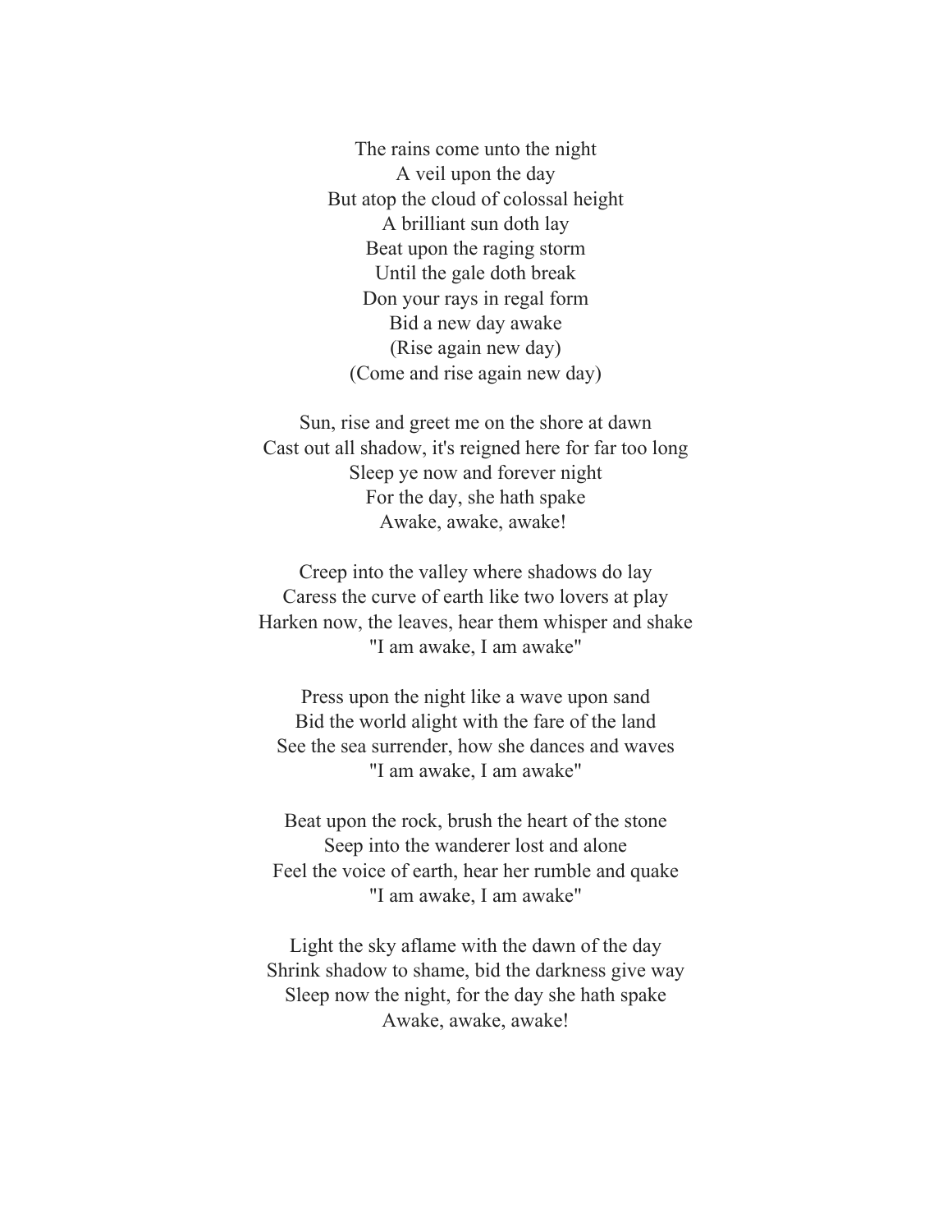The rains come unto the night  
A veil upon the day  
But atop the cloud of colossal height  
A brilliant sun doth lay  
Beat upon the raging storm  
Until the gale doth break  
Don your rays in regal form  
Bid a new day awake  
(Rise again new day)  
(Come and rise again new day)

Sun, rise and greet me on the shore at dawn  
Cast out all shadow, it's reigned here for far too long  
Sleep ye now and forever night  
For the day, she hath spake  
Awake, awake, awake!

Creep into the valley where shadows do lay  
Caress the curve of earth like two lovers at play  
Harken now, the leaves, hear them whisper and shake  
"I am awake, I am awake"

Press upon the night like a wave upon sand  
Bid the world alight with the fare of the land  
See the sea surrender, how she dances and waves  
"I am awake, I am awake"

Beat upon the rock, brush the heart of the stone  
Seep into the wanderer lost and alone  
Feel the voice of earth, hear her rumble and quake  
"I am awake, I am awake"

Light the sky aflame with the dawn of the day  
Shrink shadow to shame, bid the darkness give way  
Sleep now the night, for the day she hath spake  
Awake, awake, awake!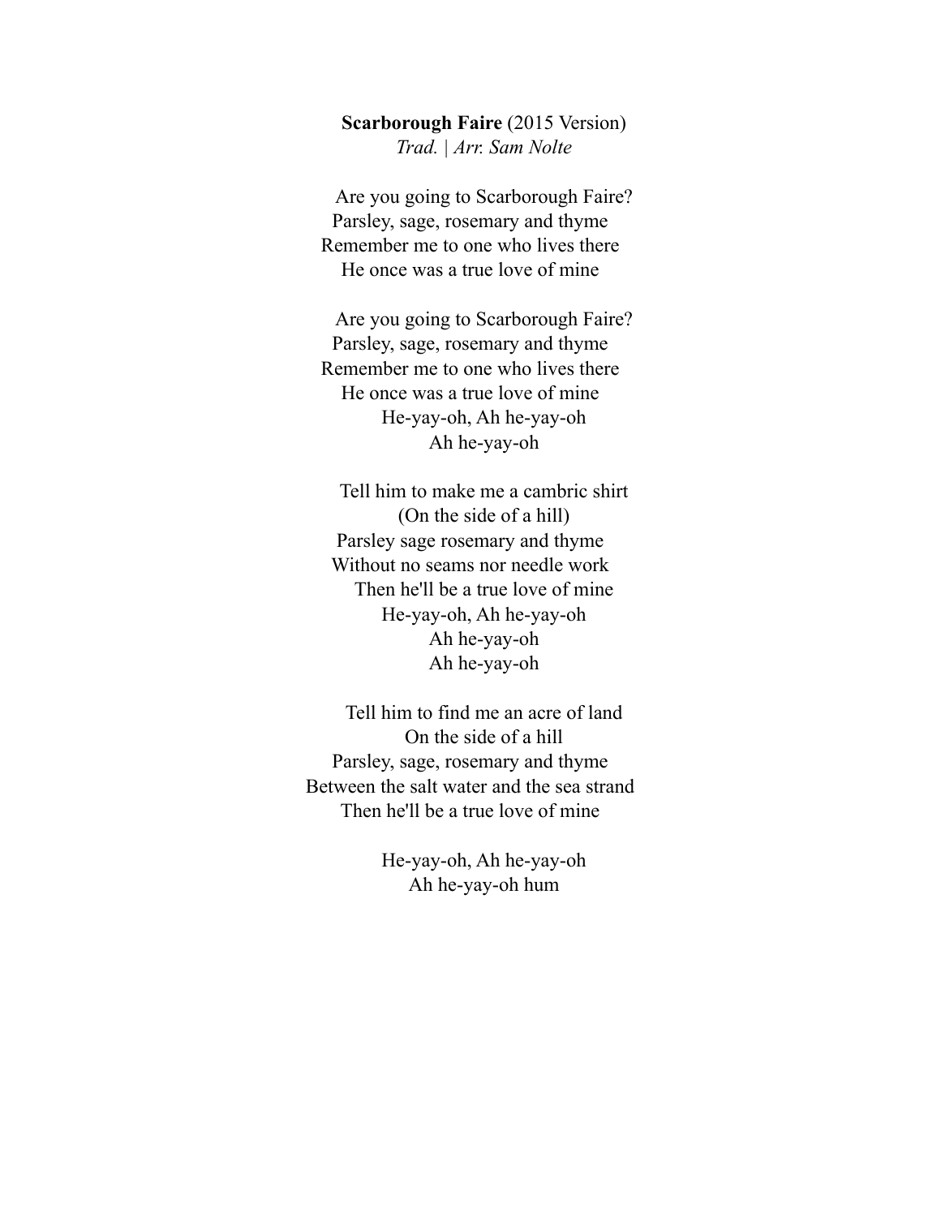**Scarborough Faire** (2015 Version)
*Trad. | Arr. Sam Nolte*

Are you going to Scarborough Faire?
Parsley, sage, rosemary and thyme
Remember me to one who lives there
He once was a true love of mine

Are you going to Scarborough Faire?
Parsley, sage, rosemary and thyme
Remember me to one who lives there
He once was a true love of mine
He-yay-oh, Ah he-yay-oh
Ah he-yay-oh

Tell him to make me a cambric shirt
(On the side of a hill)
Parsley sage rosemary and thyme
Without no seams nor needle work
Then he'll be a true love of mine
He-yay-oh, Ah he-yay-oh
Ah he-yay-oh
Ah he-yay-oh

Tell him to find me an acre of land
On the side of a hill
Parsley, sage, rosemary and thyme
Between the salt water and the sea strand
Then he'll be a true love of mine

He-yay-oh, Ah he-yay-oh
Ah he-yay-oh hum